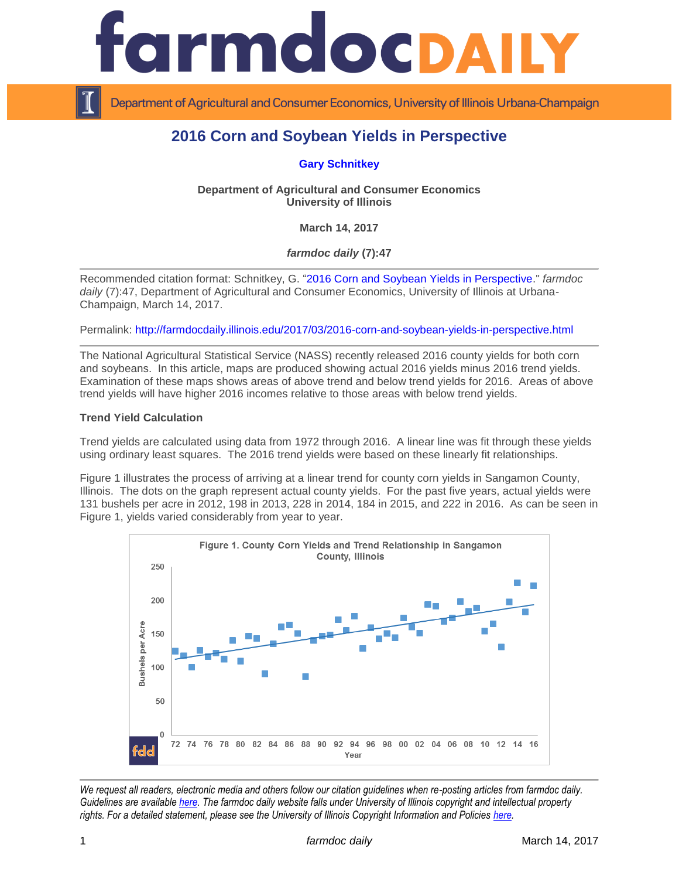# 2016 Corn and Soybean Yields in Perspective

**Gary Schnitkey**

**Department of Agricultural and Consumer Economics**
**University of Illinois**

**March 14, 2017**

***farmdoc daily* (7):47**

Recommended citation format: Schnitkey, G. "2016 Corn and Soybean Yields in Perspective." *farmdoc daily* (7):47, Department of Agricultural and Consumer Economics, University of Illinois at Urbana-Champaign, March 14, 2017.

Permalink: http://farmdocdaily.illinois.edu/2017/03/2016-corn-and-soybean-yields-in-perspective.html

The National Agricultural Statistical Service (NASS) recently released 2016 county yields for both corn and soybeans. In this article, maps are produced showing actual 2016 yields minus 2016 trend yields. Examination of these maps shows areas of above trend and below trend yields for 2016. Areas of above trend yields will have higher 2016 incomes relative to those areas with below trend yields.

### Trend Yield Calculation

Trend yields are calculated using data from 1972 through 2016. A linear line was fit through these yields using ordinary least squares. The 2016 trend yields were based on these linearly fit relationships.

Figure 1 illustrates the process of arriving at a linear trend for county corn yields in Sangamon County, Illinois. The dots on the graph represent actual county yields. For the past five years, actual yields were 131 bushels per acre in 2012, 198 in 2013, 228 in 2014, 184 in 2015, and 222 in 2016. As can be seen in Figure 1, yields varied considerably from year to year.

Figure 1. County Corn Yields and Trend Relationship in Sangamon County, Illinois

*We request all readers, electronic media and others follow our citation guidelines when re-posting articles from farmdoc daily. Guidelines are available here. The farmdoc daily website falls under University of Illinois copyright and intellectual property rights. For a detailed statement, please see the University of Illinois Copyright Information and Policies here.*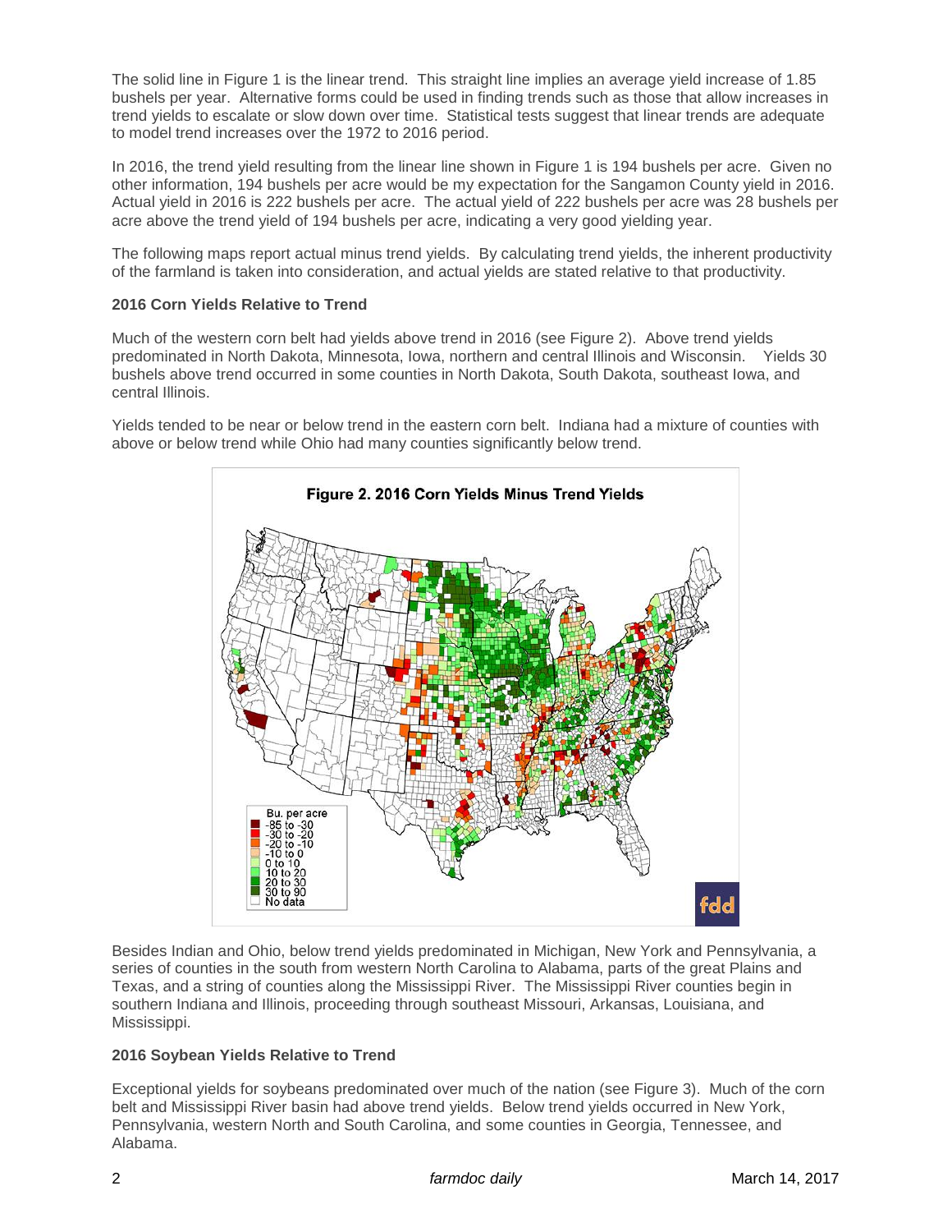The solid line in Figure 1 is the linear trend. This straight line implies an average yield increase of 1.85 bushels per year. Alternative forms could be used in finding trends such as those that allow increases in trend yields to escalate or slow down over time. Statistical tests suggest that linear trends are adequate to model trend increases over the 1972 to 2016 period.

In 2016, the trend yield resulting from the linear line shown in Figure 1 is 194 bushels per acre. Given no other information, 194 bushels per acre would be my expectation for the Sangamon County yield in 2016. Actual yield in 2016 is 222 bushels per acre. The actual yield of 222 bushels per acre was 28 bushels per acre above the trend yield of 194 bushels per acre, indicating a very good yielding year.

The following maps report actual minus trend yields. By calculating trend yields, the inherent productivity of the farmland is taken into consideration, and actual yields are stated relative to that productivity.

### 2016 Corn Yields Relative to Trend

Much of the western corn belt had yields above trend in 2016 (see Figure 2). Above trend yields predominated in North Dakota, Minnesota, Iowa, northern and central Illinois and Wisconsin. Yields 30 bushels above trend occurred in some counties in North Dakota, South Dakota, southeast Iowa, and central Illinois.

Yields tended to be near or below trend in the eastern corn belt. Indiana had a mixture of counties with above or below trend while Ohio had many counties significantly below trend.

**Figure 2. 2016 Corn Yields Minus Trend Yields**

Besides Indian and Ohio, below trend yields predominated in Michigan, New York and Pennsylvania, a series of counties in the south from western North Carolina to Alabama, parts of the great Plains and Texas, and a string of counties along the Mississippi River. The Mississippi River counties begin in southern Indiana and Illinois, proceeding through southeast Missouri, Arkansas, Louisiana, and Mississippi.

### 2016 Soybean Yields Relative to Trend

Exceptional yields for soybeans predominated over much of the nation (see Figure 3). Much of the corn belt and Mississippi River basin had above trend yields. Below trend yields occurred in New York, Pennsylvania, western North and South Carolina, and some counties in Georgia, Tennessee, and Alabama.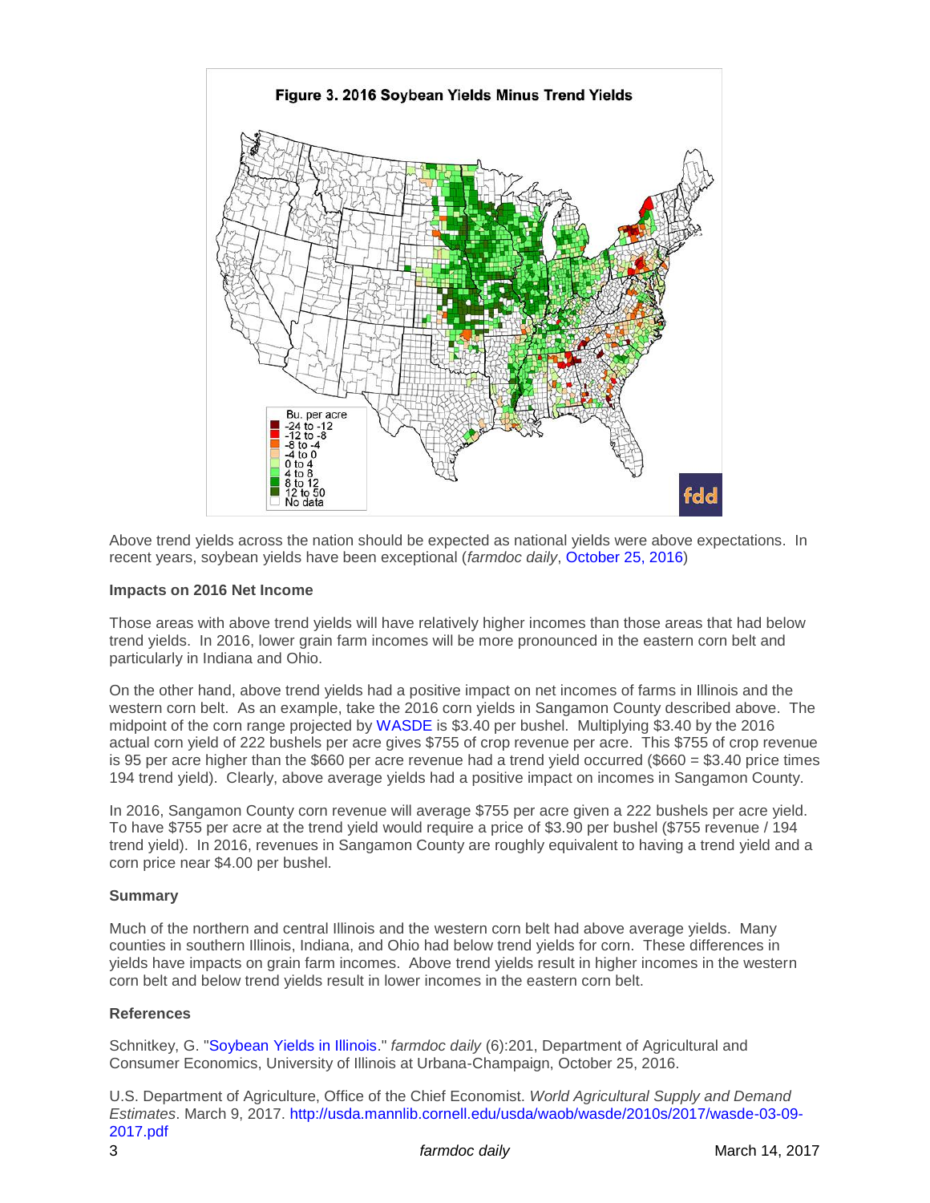**Figure 3. 2016 Soybean Yields Minus Trend Yields**

Bu. per acre
-24 to -12
-12 to -8
-8 to -4
-4 to 0
0 to 4
4 to 8
8 to 12
12 to 50
No data

fdd

Above trend yields across the nation should be expected as national yields were above expectations. In recent years, soybean yields have been exceptional (*farmdoc daily*, October 25, 2016)

**Impacts on 2016 Net Income**

Those areas with above trend yields will have relatively higher incomes than those areas that had below trend yields. In 2016, lower grain farm incomes will be more pronounced in the eastern corn belt and particularly in Indiana and Ohio.

On the other hand, above trend yields had a positive impact on net incomes of farms in Illinois and the western corn belt. As an example, take the 2016 corn yields in Sangamon County described above. The midpoint of the corn range projected by WASDE is $3.40 per bushel. Multiplying $3.40 by the 2016 actual corn yield of 222 bushels per acre gives $755 of crop revenue per acre. This $755 of crop revenue is 95 per acre higher than the $660 per acre revenue had a trend yield occurred ($660 = $3.40 price times 194 trend yield). Clearly, above average yields had a positive impact on incomes in Sangamon County.

In 2016, Sangamon County corn revenue will average $755 per acre given a 222 bushels per acre yield. To have $755 per acre at the trend yield would require a price of $3.90 per bushel ($755 revenue / 194 trend yield). In 2016, revenues in Sangamon County are roughly equivalent to having a trend yield and a corn price near $4.00 per bushel.

**Summary**

Much of the northern and central Illinois and the western corn belt had above average yields. Many counties in southern Illinois, Indiana, and Ohio had below trend yields for corn. These differences in yields have impacts on grain farm incomes. Above trend yields result in higher incomes in the western corn belt and below trend yields result in lower incomes in the eastern corn belt.

**References**

Schnitkey, G. "Soybean Yields in Illinois." *farmdoc daily* (6):201, Department of Agricultural and Consumer Economics, University of Illinois at Urbana-Champaign, October 25, 2016.

U.S. Department of Agriculture, Office of the Chief Economist. *World Agricultural Supply and Demand Estimates*. March 9, 2017. http://usda.mannlib.cornell.edu/usda/waob/wasde/2010s/2017/wasde-03-09-2017.pdf